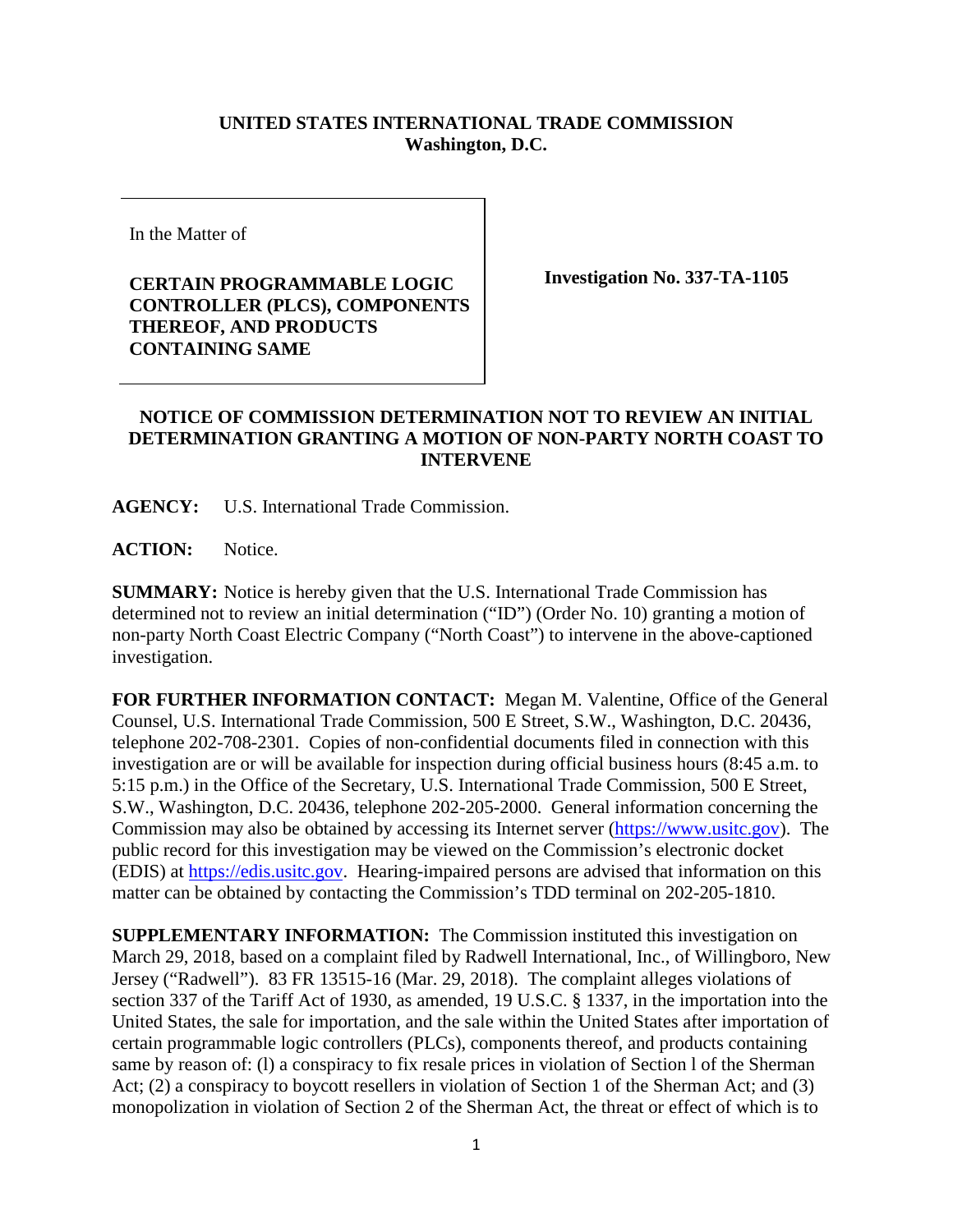**UNITED STATES INTERNATIONAL TRADE COMMISSION**
**Washington, D.C.**

| In the Matter of **CERTAIN PROGRAMMABLE LOGIC CONTROLLER (PLCS), COMPONENTS THEREOF, AND PRODUCTS CONTAINING SAME** | **Investigation No. 337-TA-1105** |
|---|---|

**NOTICE OF COMMISSION DETERMINATION NOT TO REVIEW AN INITIAL DETERMINATION GRANTING A MOTION OF NON-PARTY NORTH COAST TO INTERVENE**

**AGENCY:** U.S. International Trade Commission.

**ACTION:** Notice.

**SUMMARY:** Notice is hereby given that the U.S. International Trade Commission has determined not to review an initial determination ("ID") (Order No. 10) granting a motion of non-party North Coast Electric Company ("North Coast") to intervene in the above-captioned investigation.

**FOR FURTHER INFORMATION CONTACT:** Megan M. Valentine, Office of the General Counsel, U.S. International Trade Commission, 500 E Street, S.W., Washington, D.C. 20436, telephone 202-708-2301. Copies of non-confidential documents filed in connection with this investigation are or will be available for inspection during official business hours (8:45 a.m. to 5:15 p.m.) in the Office of the Secretary, U.S. International Trade Commission, 500 E Street, S.W., Washington, D.C. 20436, telephone 202-205-2000. General information concerning the Commission may also be obtained by accessing its Internet server (https://www.usitc.gov). The public record for this investigation may be viewed on the Commission's electronic docket (EDIS) at https://edis.usitc.gov. Hearing-impaired persons are advised that information on this matter can be obtained by contacting the Commission's TDD terminal on 202-205-1810.

**SUPPLEMENTARY INFORMATION:** The Commission instituted this investigation on March 29, 2018, based on a complaint filed by Radwell International, Inc., of Willingboro, New Jersey ("Radwell"). 83 FR 13515-16 (Mar. 29, 2018). The complaint alleges violations of section 337 of the Tariff Act of 1930, as amended, 19 U.S.C. § 1337, in the importation into the United States, the sale for importation, and the sale within the United States after importation of certain programmable logic controllers (PLCs), components thereof, and products containing same by reason of: (l) a conspiracy to fix resale prices in violation of Section l of the Sherman Act; (2) a conspiracy to boycott resellers in violation of Section 1 of the Sherman Act; and (3) monopolization in violation of Section 2 of the Sherman Act, the threat or effect of which is to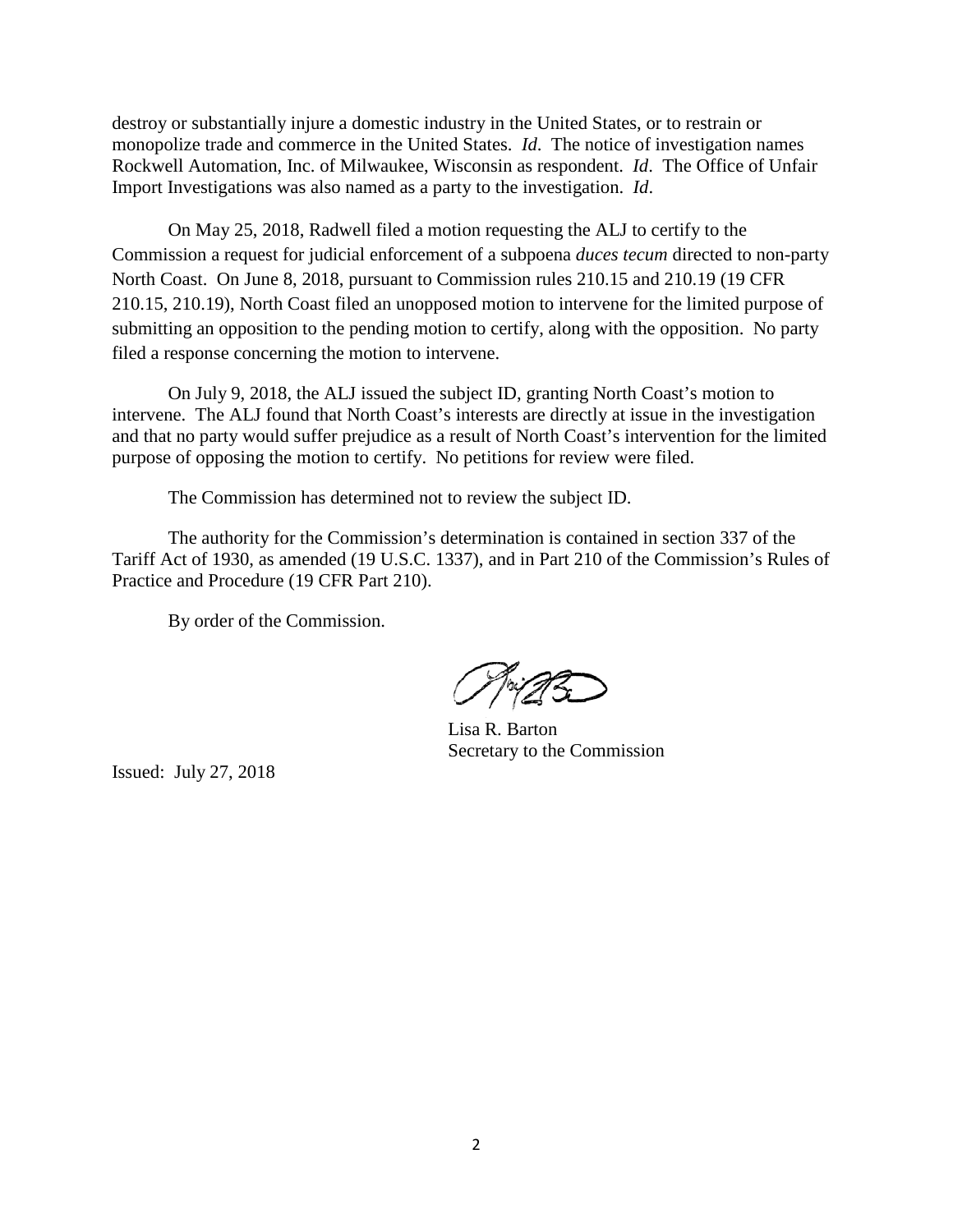destroy or substantially injure a domestic industry in the United States, or to restrain or monopolize trade and commerce in the United States. *Id*. The notice of investigation names Rockwell Automation, Inc. of Milwaukee, Wisconsin as respondent. *Id*. The Office of Unfair Import Investigations was also named as a party to the investigation. *Id*.

On May 25, 2018, Radwell filed a motion requesting the ALJ to certify to the Commission a request for judicial enforcement of a subpoena *duces tecum* directed to non-party North Coast. On June 8, 2018, pursuant to Commission rules 210.15 and 210.19 (19 CFR 210.15, 210.19), North Coast filed an unopposed motion to intervene for the limited purpose of submitting an opposition to the pending motion to certify, along with the opposition. No party filed a response concerning the motion to intervene.

On July 9, 2018, the ALJ issued the subject ID, granting North Coast's motion to intervene. The ALJ found that North Coast's interests are directly at issue in the investigation and that no party would suffer prejudice as a result of North Coast's intervention for the limited purpose of opposing the motion to certify. No petitions for review were filed.

The Commission has determined not to review the subject ID.

The authority for the Commission's determination is contained in section 337 of the Tariff Act of 1930, as amended (19 U.S.C. 1337), and in Part 210 of the Commission's Rules of Practice and Procedure (19 CFR Part 210).

By order of the Commission.

Lisa R. Barton
Secretary to the Commission

Issued: July 27, 2018